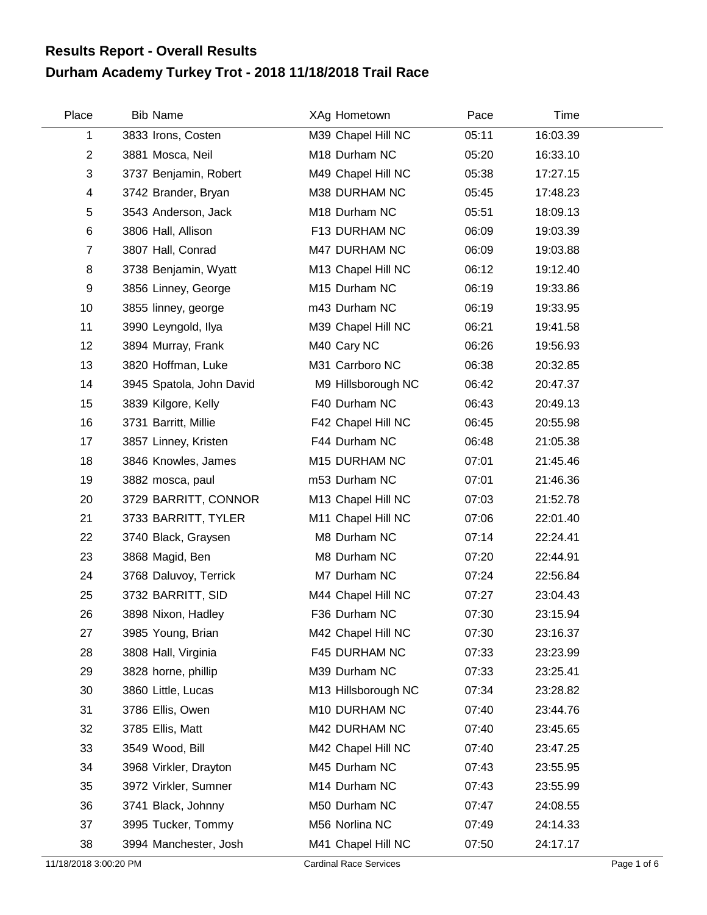# Results Report - Overall Results

## Durham Academy Turkey Trot - 2018 11/18/2018 Trail Race

| Place | Bib | Name | XAg | Hometown | Pace | Time |
|---|---|---|---|---|---|---|
| 1 | 3833 | Irons, Costen | M39 | Chapel Hill NC | 05:11 | 16:03.39 |
| 2 | 3881 | Mosca, Neil | M18 | Durham NC | 05:20 | 16:33.10 |
| 3 | 3737 | Benjamin, Robert | M49 | Chapel Hill NC | 05:38 | 17:27.15 |
| 4 | 3742 | Brander, Bryan | M38 | DURHAM NC | 05:45 | 17:48.23 |
| 5 | 3543 | Anderson, Jack | M18 | Durham NC | 05:51 | 18:09.13 |
| 6 | 3806 | Hall, Allison | F13 | DURHAM NC | 06:09 | 19:03.39 |
| 7 | 3807 | Hall, Conrad | M47 | DURHAM NC | 06:09 | 19:03.88 |
| 8 | 3738 | Benjamin, Wyatt | M13 | Chapel Hill NC | 06:12 | 19:12.40 |
| 9 | 3856 | Linney, George | M15 | Durham NC | 06:19 | 19:33.86 |
| 10 | 3855 | linney, george | m43 | Durham NC | 06:19 | 19:33.95 |
| 11 | 3990 | Leyngold, Ilya | M39 | Chapel Hill NC | 06:21 | 19:41.58 |
| 12 | 3894 | Murray, Frank | M40 | Cary NC | 06:26 | 19:56.93 |
| 13 | 3820 | Hoffman, Luke | M31 | Carrboro NC | 06:38 | 20:32.85 |
| 14 | 3945 | Spatola, John David | M9 | Hillsborough NC | 06:42 | 20:47.37 |
| 15 | 3839 | Kilgore, Kelly | F40 | Durham NC | 06:43 | 20:49.13 |
| 16 | 3731 | Barritt, Millie | F42 | Chapel Hill NC | 06:45 | 20:55.98 |
| 17 | 3857 | Linney, Kristen | F44 | Durham NC | 06:48 | 21:05.38 |
| 18 | 3846 | Knowles, James | M15 | DURHAM NC | 07:01 | 21:45.46 |
| 19 | 3882 | mosca, paul | m53 | Durham NC | 07:01 | 21:46.36 |
| 20 | 3729 | BARRITT, CONNOR | M13 | Chapel Hill NC | 07:03 | 21:52.78 |
| 21 | 3733 | BARRITT, TYLER | M11 | Chapel Hill NC | 07:06 | 22:01.40 |
| 22 | 3740 | Black, Graysen | M8 | Durham NC | 07:14 | 22:24.41 |
| 23 | 3868 | Magid, Ben | M8 | Durham NC | 07:20 | 22:44.91 |
| 24 | 3768 | Daluvoy, Terrick | M7 | Durham NC | 07:24 | 22:56.84 |
| 25 | 3732 | BARRITT, SID | M44 | Chapel Hill NC | 07:27 | 23:04.43 |
| 26 | 3898 | Nixon, Hadley | F36 | Durham NC | 07:30 | 23:15.94 |
| 27 | 3985 | Young, Brian | M42 | Chapel Hill NC | 07:30 | 23:16.37 |
| 28 | 3808 | Hall, Virginia | F45 | DURHAM NC | 07:33 | 23:23.99 |
| 29 | 3828 | horne, phillip | M39 | Durham NC | 07:33 | 23:25.41 |
| 30 | 3860 | Little, Lucas | M13 | Hillsborough NC | 07:34 | 23:28.82 |
| 31 | 3786 | Ellis, Owen | M10 | DURHAM NC | 07:40 | 23:44.76 |
| 32 | 3785 | Ellis, Matt | M42 | DURHAM NC | 07:40 | 23:45.65 |
| 33 | 3549 | Wood, Bill | M42 | Chapel Hill NC | 07:40 | 23:47.25 |
| 34 | 3968 | Virkler, Drayton | M45 | Durham NC | 07:43 | 23:55.95 |
| 35 | 3972 | Virkler, Sumner | M14 | Durham NC | 07:43 | 23:55.99 |
| 36 | 3741 | Black, Johnny | M50 | Durham NC | 07:47 | 24:08.55 |
| 37 | 3995 | Tucker, Tommy | M56 | Norlina NC | 07:49 | 24:14.33 |
| 38 | 3994 | Manchester, Josh | M41 | Chapel Hill NC | 07:50 | 24:17.17 |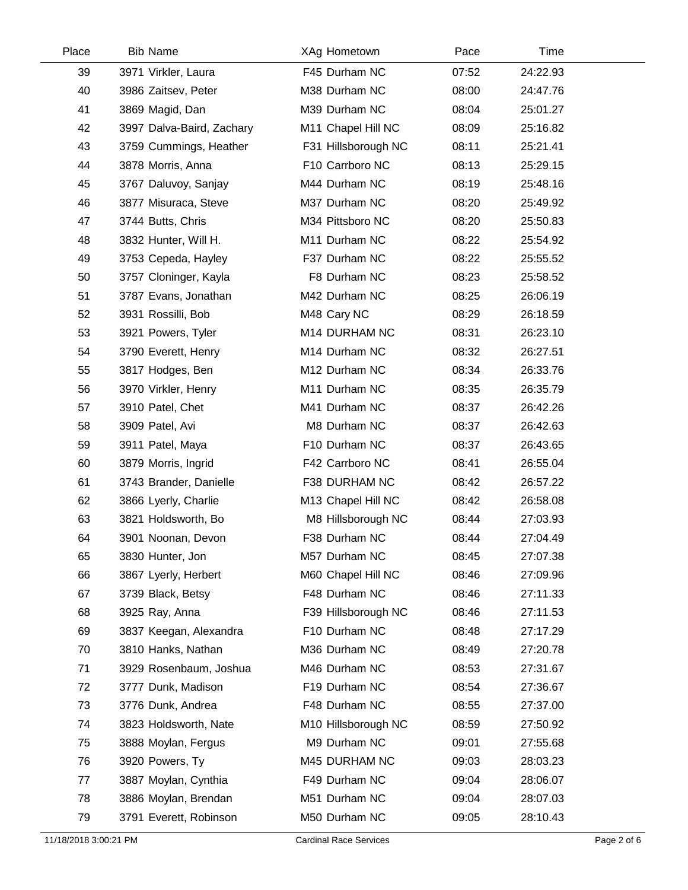| Place | Bib | Name | XAg | Hometown | Pace | Time |
|---|---|---|---|---|---|---|
| 39 | 3971 | Virkler, Laura | F45 | Durham NC | 07:52 | 24:22.93 |
| 40 | 3986 | Zaitsev, Peter | M38 | Durham NC | 08:00 | 24:47.76 |
| 41 | 3869 | Magid, Dan | M39 | Durham NC | 08:04 | 25:01.27 |
| 42 | 3997 | Dalva-Baird, Zachary | M11 | Chapel Hill NC | 08:09 | 25:16.82 |
| 43 | 3759 | Cummings, Heather | F31 | Hillsborough NC | 08:11 | 25:21.41 |
| 44 | 3878 | Morris, Anna | F10 | Carrboro NC | 08:13 | 25:29.15 |
| 45 | 3767 | Daluvoy, Sanjay | M44 | Durham NC | 08:19 | 25:48.16 |
| 46 | 3877 | Misuraca, Steve | M37 | Durham NC | 08:20 | 25:49.92 |
| 47 | 3744 | Butts, Chris | M34 | Pittsboro NC | 08:20 | 25:50.83 |
| 48 | 3832 | Hunter, Will H. | M11 | Durham NC | 08:22 | 25:54.92 |
| 49 | 3753 | Cepeda, Hayley | F37 | Durham NC | 08:22 | 25:55.52 |
| 50 | 3757 | Cloninger, Kayla | F8 | Durham NC | 08:23 | 25:58.52 |
| 51 | 3787 | Evans, Jonathan | M42 | Durham NC | 08:25 | 26:06.19 |
| 52 | 3931 | Rossilli, Bob | M48 | Cary NC | 08:29 | 26:18.59 |
| 53 | 3921 | Powers, Tyler | M14 | DURHAM NC | 08:31 | 26:23.10 |
| 54 | 3790 | Everett, Henry | M14 | Durham NC | 08:32 | 26:27.51 |
| 55 | 3817 | Hodges, Ben | M12 | Durham NC | 08:34 | 26:33.76 |
| 56 | 3970 | Virkler, Henry | M11 | Durham NC | 08:35 | 26:35.79 |
| 57 | 3910 | Patel, Chet | M41 | Durham NC | 08:37 | 26:42.26 |
| 58 | 3909 | Patel, Avi | M8 | Durham NC | 08:37 | 26:42.63 |
| 59 | 3911 | Patel, Maya | F10 | Durham NC | 08:37 | 26:43.65 |
| 60 | 3879 | Morris, Ingrid | F42 | Carrboro NC | 08:41 | 26:55.04 |
| 61 | 3743 | Brander, Danielle | F38 | DURHAM NC | 08:42 | 26:57.22 |
| 62 | 3866 | Lyerly, Charlie | M13 | Chapel Hill NC | 08:42 | 26:58.08 |
| 63 | 3821 | Holdsworth, Bo | M8 | Hillsborough NC | 08:44 | 27:03.93 |
| 64 | 3901 | Noonan, Devon | F38 | Durham NC | 08:44 | 27:04.49 |
| 65 | 3830 | Hunter, Jon | M57 | Durham NC | 08:45 | 27:07.38 |
| 66 | 3867 | Lyerly, Herbert | M60 | Chapel Hill NC | 08:46 | 27:09.96 |
| 67 | 3739 | Black, Betsy | F48 | Durham NC | 08:46 | 27:11.33 |
| 68 | 3925 | Ray, Anna | F39 | Hillsborough NC | 08:46 | 27:11.53 |
| 69 | 3837 | Keegan, Alexandra | F10 | Durham NC | 08:48 | 27:17.29 |
| 70 | 3810 | Hanks, Nathan | M36 | Durham NC | 08:49 | 27:20.78 |
| 71 | 3929 | Rosenbaum, Joshua | M46 | Durham NC | 08:53 | 27:31.67 |
| 72 | 3777 | Dunk, Madison | F19 | Durham NC | 08:54 | 27:36.67 |
| 73 | 3776 | Dunk, Andrea | F48 | Durham NC | 08:55 | 27:37.00 |
| 74 | 3823 | Holdsworth, Nate | M10 | Hillsborough NC | 08:59 | 27:50.92 |
| 75 | 3888 | Moylan, Fergus | M9 | Durham NC | 09:01 | 27:55.68 |
| 76 | 3920 | Powers, Ty | M45 | DURHAM NC | 09:03 | 28:03.23 |
| 77 | 3887 | Moylan, Cynthia | F49 | Durham NC | 09:04 | 28:06.07 |
| 78 | 3886 | Moylan, Brendan | M51 | Durham NC | 09:04 | 28:07.03 |
| 79 | 3791 | Everett, Robinson | M50 | Durham NC | 09:05 | 28:10.43 |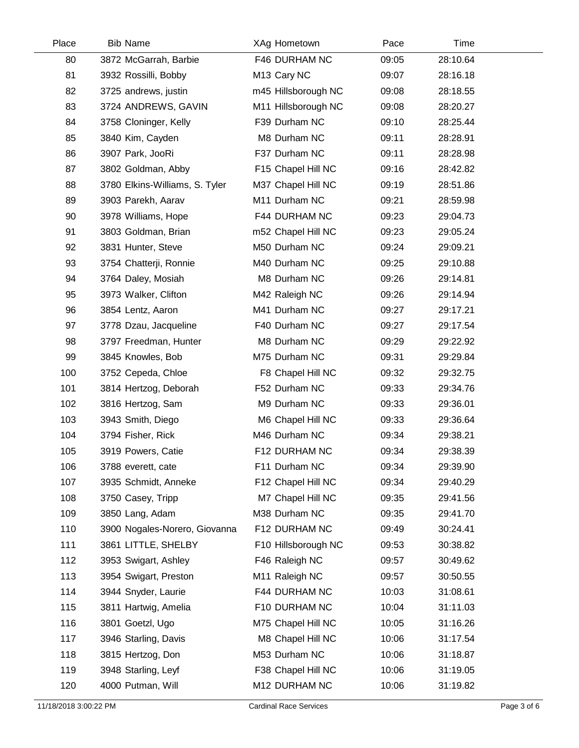| Place | Bib | Name | XAg | Hometown | Pace | Time |
|---|---|---|---|---|---|---|
| 80 | 3872 | McGarrah, Barbie | F46 | DURHAM NC | 09:05 | 28:10.64 |
| 81 | 3932 | Rossilli, Bobby | M13 | Cary NC | 09:07 | 28:16.18 |
| 82 | 3725 | andrews, justin | m45 | Hillsborough NC | 09:08 | 28:18.55 |
| 83 | 3724 | ANDREWS, GAVIN | M11 | Hillsborough NC | 09:08 | 28:20.27 |
| 84 | 3758 | Cloninger, Kelly | F39 | Durham NC | 09:10 | 28:25.44 |
| 85 | 3840 | Kim, Cayden | M8 | Durham NC | 09:11 | 28:28.91 |
| 86 | 3907 | Park, JooRi | F37 | Durham NC | 09:11 | 28:28.98 |
| 87 | 3802 | Goldman, Abby | F15 | Chapel Hill NC | 09:16 | 28:42.82 |
| 88 | 3780 | Elkins-Williams, S. Tyler | M37 | Chapel Hill NC | 09:19 | 28:51.86 |
| 89 | 3903 | Parekh, Aarav | M11 | Durham NC | 09:21 | 28:59.98 |
| 90 | 3978 | Williams, Hope | F44 | DURHAM NC | 09:23 | 29:04.73 |
| 91 | 3803 | Goldman, Brian | m52 | Chapel Hill NC | 09:23 | 29:05.24 |
| 92 | 3831 | Hunter, Steve | M50 | Durham NC | 09:24 | 29:09.21 |
| 93 | 3754 | Chatterji, Ronnie | M40 | Durham NC | 09:25 | 29:10.88 |
| 94 | 3764 | Daley, Mosiah | M8 | Durham NC | 09:26 | 29:14.81 |
| 95 | 3973 | Walker, Clifton | M42 | Raleigh NC | 09:26 | 29:14.94 |
| 96 | 3854 | Lentz, Aaron | M41 | Durham NC | 09:27 | 29:17.21 |
| 97 | 3778 | Dzau, Jacqueline | F40 | Durham NC | 09:27 | 29:17.54 |
| 98 | 3797 | Freedman, Hunter | M8 | Durham NC | 09:29 | 29:22.92 |
| 99 | 3845 | Knowles, Bob | M75 | Durham NC | 09:31 | 29:29.84 |
| 100 | 3752 | Cepeda, Chloe | F8 | Chapel Hill NC | 09:32 | 29:32.75 |
| 101 | 3814 | Hertzog, Deborah | F52 | Durham NC | 09:33 | 29:34.76 |
| 102 | 3816 | Hertzog, Sam | M9 | Durham NC | 09:33 | 29:36.01 |
| 103 | 3943 | Smith, Diego | M6 | Chapel Hill NC | 09:33 | 29:36.64 |
| 104 | 3794 | Fisher, Rick | M46 | Durham NC | 09:34 | 29:38.21 |
| 105 | 3919 | Powers, Catie | F12 | DURHAM NC | 09:34 | 29:38.39 |
| 106 | 3788 | everett, cate | F11 | Durham NC | 09:34 | 29:39.90 |
| 107 | 3935 | Schmidt, Anneke | F12 | Chapel Hill NC | 09:34 | 29:40.29 |
| 108 | 3750 | Casey, Tripp | M7 | Chapel Hill NC | 09:35 | 29:41.56 |
| 109 | 3850 | Lang, Adam | M38 | Durham NC | 09:35 | 29:41.70 |
| 110 | 3900 | Nogales-Norero, Giovanna | F12 | DURHAM NC | 09:49 | 30:24.41 |
| 111 | 3861 | LITTLE, SHELBY | F10 | Hillsborough NC | 09:53 | 30:38.82 |
| 112 | 3953 | Swigart, Ashley | F46 | Raleigh NC | 09:57 | 30:49.62 |
| 113 | 3954 | Swigart, Preston | M11 | Raleigh NC | 09:57 | 30:50.55 |
| 114 | 3944 | Snyder, Laurie | F44 | DURHAM NC | 10:03 | 31:08.61 |
| 115 | 3811 | Hartwig, Amelia | F10 | DURHAM NC | 10:04 | 31:11.03 |
| 116 | 3801 | Goetzl, Ugo | M75 | Chapel Hill NC | 10:05 | 31:16.26 |
| 117 | 3946 | Starling, Davis | M8 | Chapel Hill NC | 10:06 | 31:17.54 |
| 118 | 3815 | Hertzog, Don | M53 | Durham NC | 10:06 | 31:18.87 |
| 119 | 3948 | Starling, Leyf | F38 | Chapel Hill NC | 10:06 | 31:19.05 |
| 120 | 4000 | Putman, Will | M12 | DURHAM NC | 10:06 | 31:19.82 |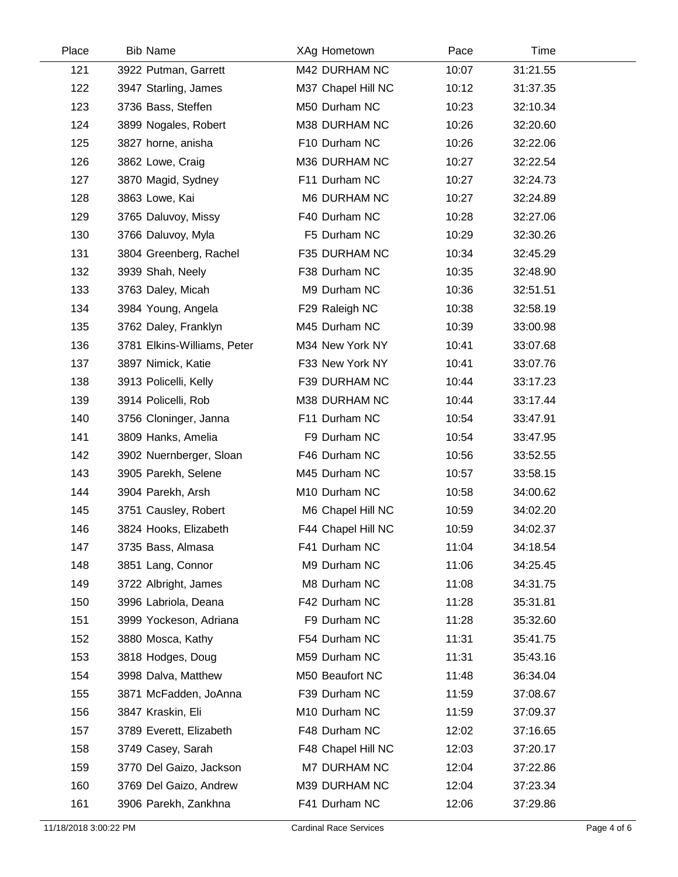| Place | Bib | Name | XAg | Hometown | Pace | Time |
|---|---|---|---|---|---|---|
| 121 | 3922 | Putman, Garrett | M42 | DURHAM NC | 10:07 | 31:21.55 |
| 122 | 3947 | Starling, James | M37 | Chapel Hill NC | 10:12 | 31:37.35 |
| 123 | 3736 | Bass, Steffen | M50 | Durham NC | 10:23 | 32:10.34 |
| 124 | 3899 | Nogales, Robert | M38 | DURHAM NC | 10:26 | 32:20.60 |
| 125 | 3827 | horne, anisha | F10 | Durham NC | 10:26 | 32:22.06 |
| 126 | 3862 | Lowe, Craig | M36 | DURHAM NC | 10:27 | 32:22.54 |
| 127 | 3870 | Magid, Sydney | F11 | Durham NC | 10:27 | 32:24.73 |
| 128 | 3863 | Lowe, Kai | M6 | DURHAM NC | 10:27 | 32:24.89 |
| 129 | 3765 | Daluvoy, Missy | F40 | Durham NC | 10:28 | 32:27.06 |
| 130 | 3766 | Daluvoy, Myla | F5 | Durham NC | 10:29 | 32:30.26 |
| 131 | 3804 | Greenberg, Rachel | F35 | DURHAM NC | 10:34 | 32:45.29 |
| 132 | 3939 | Shah, Neely | F38 | Durham NC | 10:35 | 32:48.90 |
| 133 | 3763 | Daley, Micah | M9 | Durham NC | 10:36 | 32:51.51 |
| 134 | 3984 | Young, Angela | F29 | Raleigh NC | 10:38 | 32:58.19 |
| 135 | 3762 | Daley, Franklyn | M45 | Durham NC | 10:39 | 33:00.98 |
| 136 | 3781 | Elkins-Williams, Peter | M34 | New York NY | 10:41 | 33:07.68 |
| 137 | 3897 | Nimick, Katie | F33 | New York NY | 10:41 | 33:07.76 |
| 138 | 3913 | Policelli, Kelly | F39 | DURHAM NC | 10:44 | 33:17.23 |
| 139 | 3914 | Policelli, Rob | M38 | DURHAM NC | 10:44 | 33:17.44 |
| 140 | 3756 | Cloninger, Janna | F11 | Durham NC | 10:54 | 33:47.91 |
| 141 | 3809 | Hanks, Amelia | F9 | Durham NC | 10:54 | 33:47.95 |
| 142 | 3902 | Nuernberger, Sloan | F46 | Durham NC | 10:56 | 33:52.55 |
| 143 | 3905 | Parekh, Selene | M45 | Durham NC | 10:57 | 33:58.15 |
| 144 | 3904 | Parekh, Arsh | M10 | Durham NC | 10:58 | 34:00.62 |
| 145 | 3751 | Causley, Robert | M6 | Chapel Hill NC | 10:59 | 34:02.20 |
| 146 | 3824 | Hooks, Elizabeth | F44 | Chapel Hill NC | 10:59 | 34:02.37 |
| 147 | 3735 | Bass, Almasa | F41 | Durham NC | 11:04 | 34:18.54 |
| 148 | 3851 | Lang, Connor | M9 | Durham NC | 11:06 | 34:25.45 |
| 149 | 3722 | Albright, James | M8 | Durham NC | 11:08 | 34:31.75 |
| 150 | 3996 | Labriola, Deana | F42 | Durham NC | 11:28 | 35:31.81 |
| 151 | 3999 | Yockeson, Adriana | F9 | Durham NC | 11:28 | 35:32.60 |
| 152 | 3880 | Mosca, Kathy | F54 | Durham NC | 11:31 | 35:41.75 |
| 153 | 3818 | Hodges, Doug | M59 | Durham NC | 11:31 | 35:43.16 |
| 154 | 3998 | Dalva, Matthew | M50 | Beaufort NC | 11:48 | 36:34.04 |
| 155 | 3871 | McFadden, JoAnna | F39 | Durham NC | 11:59 | 37:08.67 |
| 156 | 3847 | Kraskin, Eli | M10 | Durham NC | 11:59 | 37:09.37 |
| 157 | 3789 | Everett, Elizabeth | F48 | Durham NC | 12:02 | 37:16.65 |
| 158 | 3749 | Casey, Sarah | F48 | Chapel Hill NC | 12:03 | 37:20.17 |
| 159 | 3770 | Del Gaizo, Jackson | M7 | DURHAM NC | 12:04 | 37:22.86 |
| 160 | 3769 | Del Gaizo, Andrew | M39 | DURHAM NC | 12:04 | 37:23.34 |
| 161 | 3906 | Parekh, Zankhna | F41 | Durham NC | 12:06 | 37:29.86 |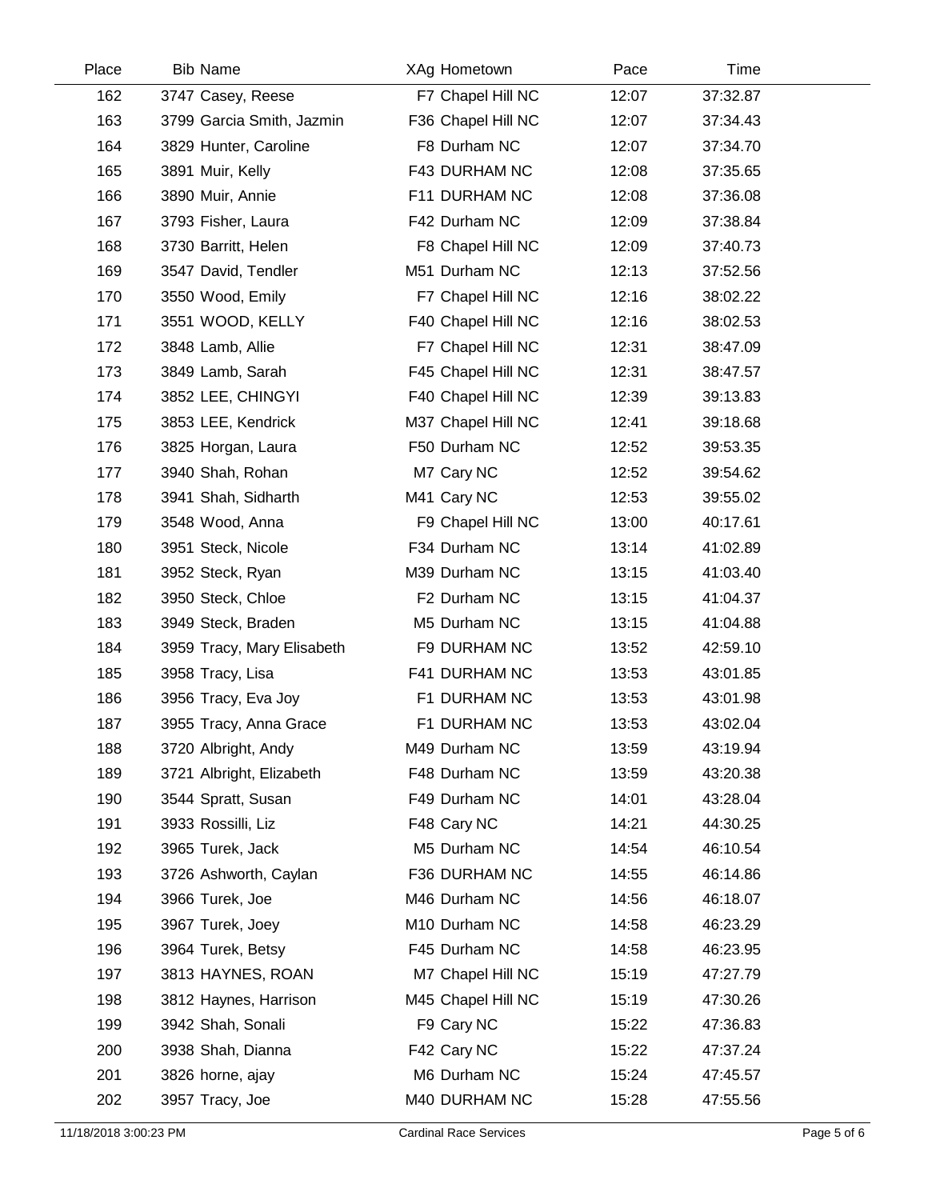| Place | Bib | Name | XAg | Hometown | Pace | Time |
|---|---|---|---|---|---|---|
| 162 | 3747 | Casey, Reese | F7 | Chapel Hill NC | 12:07 | 37:32.87 |
| 163 | 3799 | Garcia Smith, Jazmin | F36 | Chapel Hill NC | 12:07 | 37:34.43 |
| 164 | 3829 | Hunter, Caroline | F8 | Durham NC | 12:07 | 37:34.70 |
| 165 | 3891 | Muir, Kelly | F43 | DURHAM NC | 12:08 | 37:35.65 |
| 166 | 3890 | Muir, Annie | F11 | DURHAM NC | 12:08 | 37:36.08 |
| 167 | 3793 | Fisher, Laura | F42 | Durham NC | 12:09 | 37:38.84 |
| 168 | 3730 | Barritt, Helen | F8 | Chapel Hill NC | 12:09 | 37:40.73 |
| 169 | 3547 | David, Tendler | M51 | Durham NC | 12:13 | 37:52.56 |
| 170 | 3550 | Wood, Emily | F7 | Chapel Hill NC | 12:16 | 38:02.22 |
| 171 | 3551 | WOOD, KELLY | F40 | Chapel Hill NC | 12:16 | 38:02.53 |
| 172 | 3848 | Lamb, Allie | F7 | Chapel Hill NC | 12:31 | 38:47.09 |
| 173 | 3849 | Lamb, Sarah | F45 | Chapel Hill NC | 12:31 | 38:47.57 |
| 174 | 3852 | LEE, CHINGYI | F40 | Chapel Hill NC | 12:39 | 39:13.83 |
| 175 | 3853 | LEE, Kendrick | M37 | Chapel Hill NC | 12:41 | 39:18.68 |
| 176 | 3825 | Horgan, Laura | F50 | Durham NC | 12:52 | 39:53.35 |
| 177 | 3940 | Shah, Rohan | M7 | Cary NC | 12:52 | 39:54.62 |
| 178 | 3941 | Shah, Sidharth | M41 | Cary NC | 12:53 | 39:55.02 |
| 179 | 3548 | Wood, Anna | F9 | Chapel Hill NC | 13:00 | 40:17.61 |
| 180 | 3951 | Steck, Nicole | F34 | Durham NC | 13:14 | 41:02.89 |
| 181 | 3952 | Steck, Ryan | M39 | Durham NC | 13:15 | 41:03.40 |
| 182 | 3950 | Steck, Chloe | F2 | Durham NC | 13:15 | 41:04.37 |
| 183 | 3949 | Steck, Braden | M5 | Durham NC | 13:15 | 41:04.88 |
| 184 | 3959 | Tracy, Mary Elisabeth | F9 | DURHAM NC | 13:52 | 42:59.10 |
| 185 | 3958 | Tracy, Lisa | F41 | DURHAM NC | 13:53 | 43:01.85 |
| 186 | 3956 | Tracy, Eva Joy | F1 | DURHAM NC | 13:53 | 43:01.98 |
| 187 | 3955 | Tracy, Anna Grace | F1 | DURHAM NC | 13:53 | 43:02.04 |
| 188 | 3720 | Albright, Andy | M49 | Durham NC | 13:59 | 43:19.94 |
| 189 | 3721 | Albright, Elizabeth | F48 | Durham NC | 13:59 | 43:20.38 |
| 190 | 3544 | Spratt, Susan | F49 | Durham NC | 14:01 | 43:28.04 |
| 191 | 3933 | Rossilli, Liz | F48 | Cary NC | 14:21 | 44:30.25 |
| 192 | 3965 | Turek, Jack | M5 | Durham NC | 14:54 | 46:10.54 |
| 193 | 3726 | Ashworth, Caylan | F36 | DURHAM NC | 14:55 | 46:14.86 |
| 194 | 3966 | Turek, Joe | M46 | Durham NC | 14:56 | 46:18.07 |
| 195 | 3967 | Turek, Joey | M10 | Durham NC | 14:58 | 46:23.29 |
| 196 | 3964 | Turek, Betsy | F45 | Durham NC | 14:58 | 46:23.95 |
| 197 | 3813 | HAYNES, ROAN | M7 | Chapel Hill NC | 15:19 | 47:27.79 |
| 198 | 3812 | Haynes, Harrison | M45 | Chapel Hill NC | 15:19 | 47:30.26 |
| 199 | 3942 | Shah, Sonali | F9 | Cary NC | 15:22 | 47:36.83 |
| 200 | 3938 | Shah, Dianna | F42 | Cary NC | 15:22 | 47:37.24 |
| 201 | 3826 | horne, ajay | M6 | Durham NC | 15:24 | 47:45.57 |
| 202 | 3957 | Tracy, Joe | M40 | DURHAM NC | 15:28 | 47:55.56 |

11/18/2018 3:00:23 PM Cardinal Race Services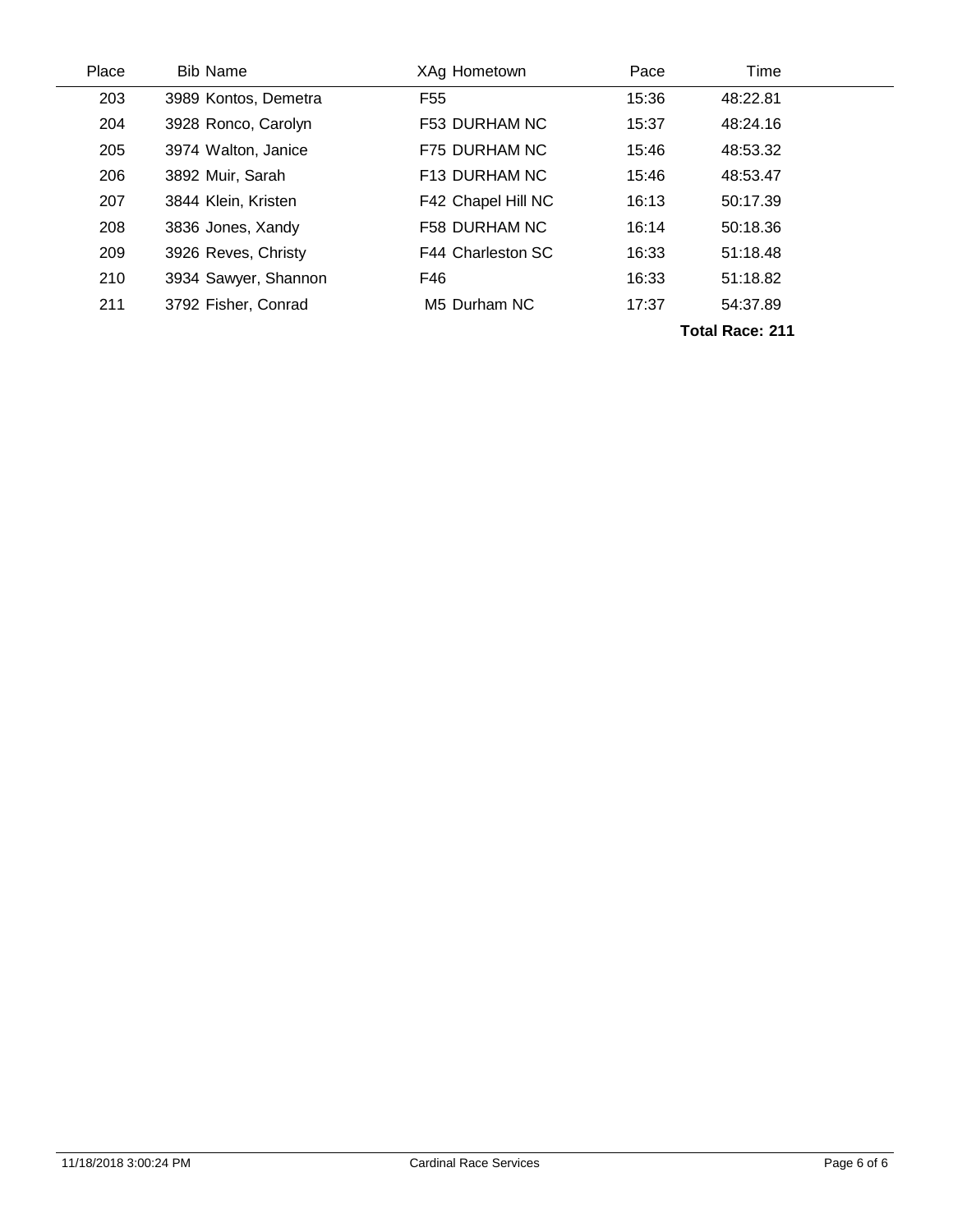| Place | Bib | Name | XAg | Hometown | Pace | Time |
|---|---|---|---|---|---|---|
| 203 | 3989 | Kontos, Demetra | F55 | | 15:36 | 48:22.81 |
| 204 | 3928 | Ronco, Carolyn | F53 | DURHAM NC | 15:37 | 48:24.16 |
| 205 | 3974 | Walton, Janice | F75 | DURHAM NC | 15:46 | 48:53.32 |
| 206 | 3892 | Muir, Sarah | F13 | DURHAM NC | 15:46 | 48:53.47 |
| 207 | 3844 | Klein, Kristen | F42 | Chapel Hill NC | 16:13 | 50:17.39 |
| 208 | 3836 | Jones, Xandy | F58 | DURHAM NC | 16:14 | 50:18.36 |
| 209 | 3926 | Reves, Christy | F44 | Charleston SC | 16:33 | 51:18.48 |
| 210 | 3934 | Sawyer, Shannon | F46 | | 16:33 | 51:18.82 |
| 211 | 3792 | Fisher, Conrad | M5 | Durham NC | 17:37 | 54:37.89 |

**Total Race: 211**

11/18/2018 3:00:24 PM — Cardinal Race Services